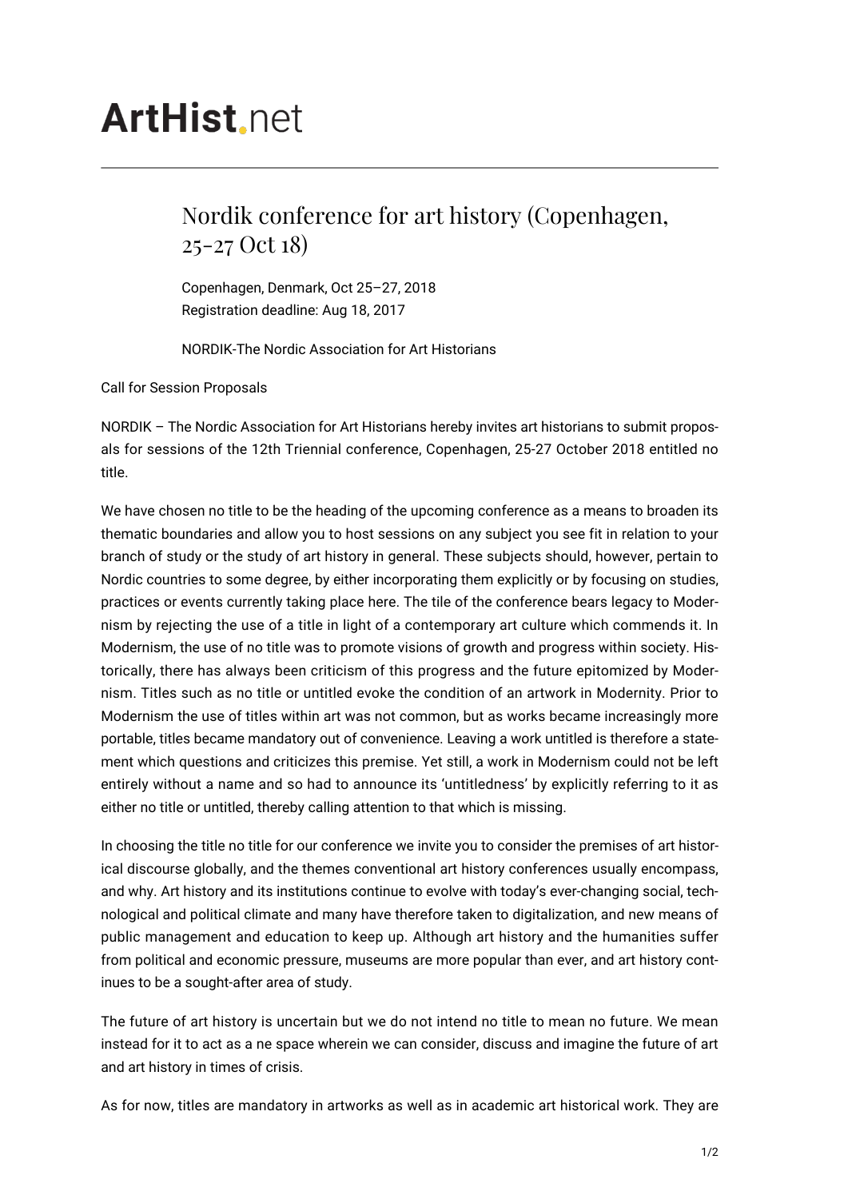# ArtHist.net

## Nordik conference for art history (Copenhagen, 25-27 Oct 18)

Copenhagen, Denmark, Oct 25–27, 2018
Registration deadline: Aug 18, 2017

NORDIK-The Nordic Association for Art Historians

Call for Session Proposals

NORDIK – The Nordic Association for Art Historians hereby invites art historians to submit proposals for sessions of the 12th Triennial conference, Copenhagen, 25-27 October 2018 entitled no title.

We have chosen no title to be the heading of the upcoming conference as a means to broaden its thematic boundaries and allow you to host sessions on any subject you see fit in relation to your branch of study or the study of art history in general. These subjects should, however, pertain to Nordic countries to some degree, by either incorporating them explicitly or by focusing on studies, practices or events currently taking place here. The tile of the conference bears legacy to Modernism by rejecting the use of a title in light of a contemporary art culture which commends it. In Modernism, the use of no title was to promote visions of growth and progress within society. Historically, there has always been criticism of this progress and the future epitomized by Modernism. Titles such as no title or untitled evoke the condition of an artwork in Modernity. Prior to Modernism the use of titles within art was not common, but as works became increasingly more portable, titles became mandatory out of convenience. Leaving a work untitled is therefore a statement which questions and criticizes this premise. Yet still, a work in Modernism could not be left entirely without a name and so had to announce its 'untitledness' by explicitly referring to it as either no title or untitled, thereby calling attention to that which is missing.

In choosing the title no title for our conference we invite you to consider the premises of art historical discourse globally, and the themes conventional art history conferences usually encompass, and why. Art history and its institutions continue to evolve with today's ever-changing social, technological and political climate and many have therefore taken to digitalization, and new means of public management and education to keep up. Although art history and the humanities suffer from political and economic pressure, museums are more popular than ever, and art history continues to be a sought-after area of study.

The future of art history is uncertain but we do not intend no title to mean no future. We mean instead for it to act as a ne space wherein we can consider, discuss and imagine the future of art and art history in times of crisis.

As for now, titles are mandatory in artworks as well as in academic art historical work. They are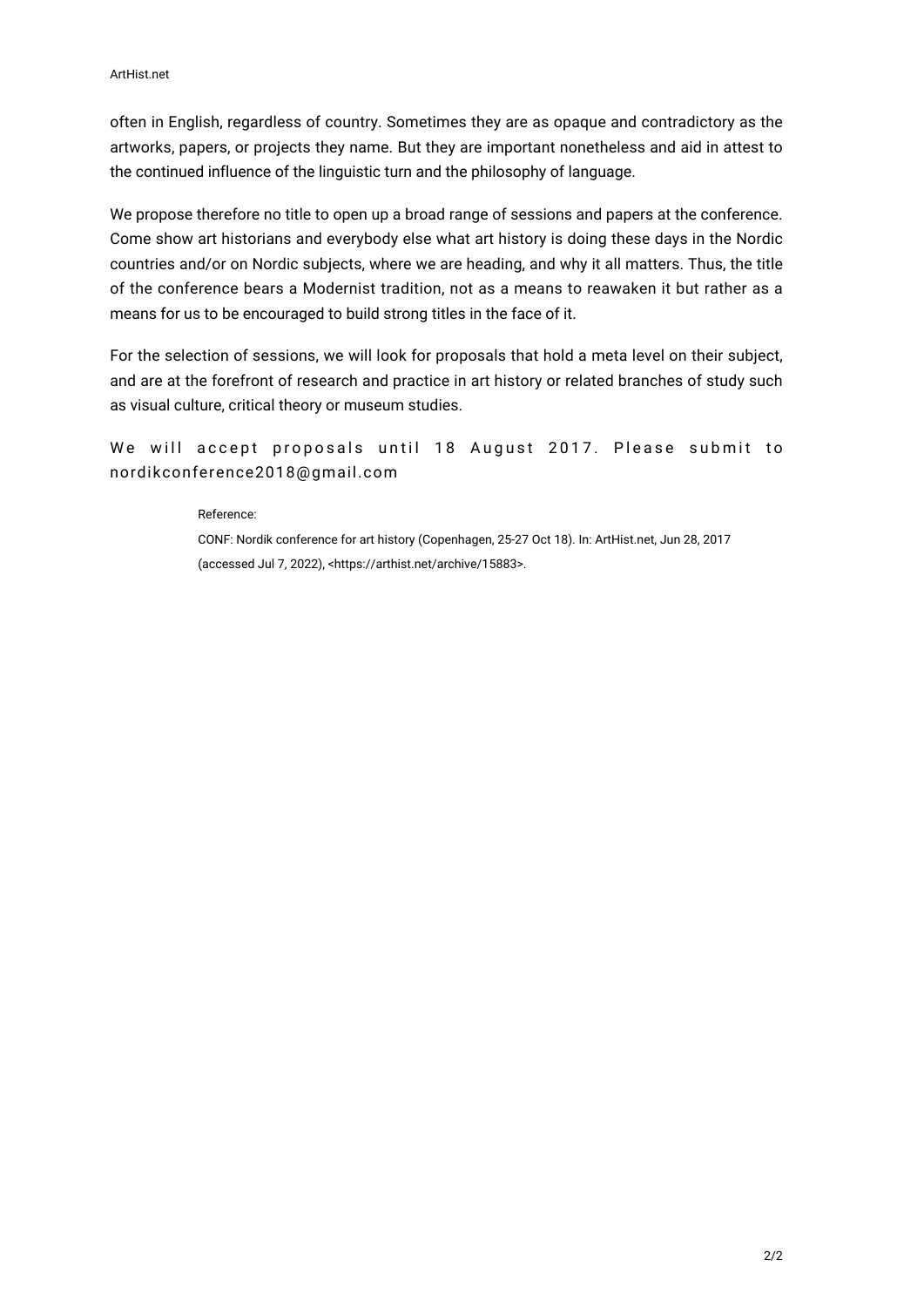often in English, regardless of country. Sometimes they are as opaque and contradictory as the artworks, papers, or projects they name. But they are important nonetheless and aid in attest to the continued influence of the linguistic turn and the philosophy of language.

We propose therefore no title to open up a broad range of sessions and papers at the conference. Come show art historians and everybody else what art history is doing these days in the Nordic countries and/or on Nordic subjects, where we are heading, and why it all matters. Thus, the title of the conference bears a Modernist tradition, not as a means to reawaken it but rather as a means for us to be encouraged to build strong titles in the face of it.

For the selection of sessions, we will look for proposals that hold a meta level on their subject, and are at the forefront of research and practice in art history or related branches of study such as visual culture, critical theory or museum studies.

We will accept proposals until 18 August 2017. Please submit to nordikconference2018@gmail.com

Reference:

CONF: Nordik conference for art history (Copenhagen, 25-27 Oct 18). In: ArtHist.net, Jun 28, 2017 (accessed Jul 7, 2022), <https://arthist.net/archive/15883>.